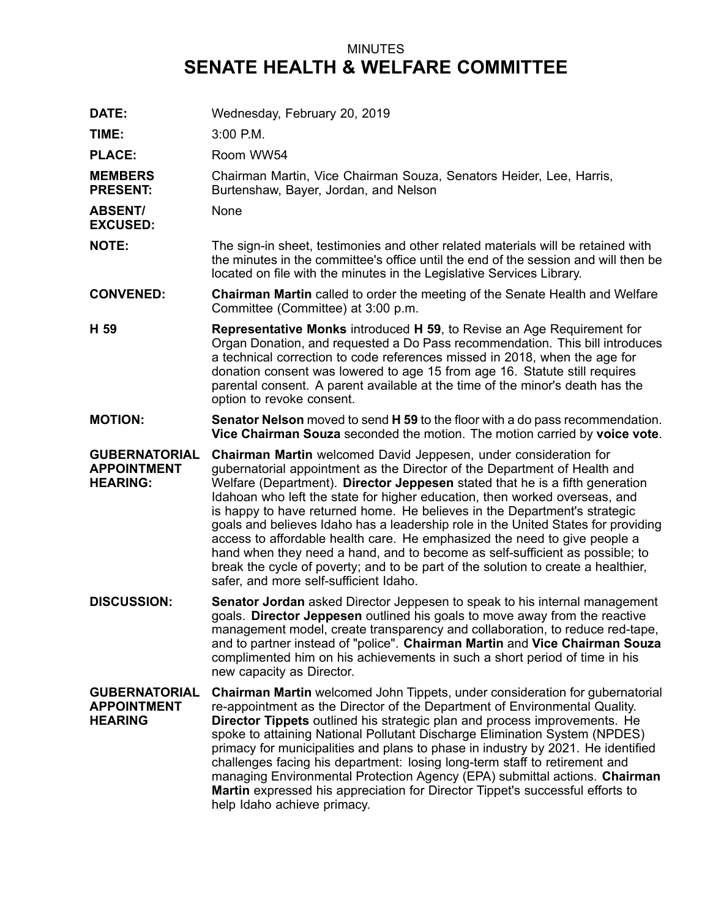MINUTES

# SENATE HEALTH & WELFARE COMMITTEE

**DATE:** Wednesday, February 20, 2019

**TIME:** 3:00 P.M.

**PLACE:** Room WW54

**MEMBERS PRESENT:** Chairman Martin, Vice Chairman Souza, Senators Heider, Lee, Harris, Burtenshaw, Bayer, Jordan, and Nelson

**ABSENT/ EXCUSED:** None

**NOTE:** The sign-in sheet, testimonies and other related materials will be retained with the minutes in the committee's office until the end of the session and will then be located on file with the minutes in the Legislative Services Library.

**CONVENED:** **Chairman Martin** called to order the meeting of the Senate Health and Welfare Committee (Committee) at 3:00 p.m.

**H 59** **Representative Monks** introduced **H 59**, to Revise an Age Requirement for Organ Donation, and requested a Do Pass recommendation. This bill introduces a technical correction to code references missed in 2018, when the age for donation consent was lowered to age 15 from age 16. Statute still requires parental consent. A parent available at the time of the minor's death has the option to revoke consent.

**MOTION:** **Senator Nelson** moved to send **H 59** to the floor with a do pass recommendation. **Vice Chairman Souza** seconded the motion. The motion carried by **voice vote**.

**GUBERNATORIAL APPOINTMENT HEARING:** **Chairman Martin** welcomed David Jeppesen, under consideration for gubernatorial appointment as the Director of the Department of Health and Welfare (Department). **Director Jeppesen** stated that he is a fifth generation Idahoan who left the state for higher education, then worked overseas, and is happy to have returned home. He believes in the Department's strategic goals and believes Idaho has a leadership role in the United States for providing access to affordable health care. He emphasized the need to give people a hand when they need a hand, and to become as self-sufficient as possible; to break the cycle of poverty; and to be part of the solution to create a healthier, safer, and more self-sufficient Idaho.

**DISCUSSION:** **Senator Jordan** asked Director Jeppesen to speak to his internal management goals. **Director Jeppesen** outlined his goals to move away from the reactive management model, create transparency and collaboration, to reduce red-tape, and to partner instead of "police". **Chairman Martin** and **Vice Chairman Souza** complimented him on his achievements in such a short period of time in his new capacity as Director.

**GUBERNATORIAL APPOINTMENT HEARING** **Chairman Martin** welcomed John Tippets, under consideration for gubernatorial re-appointment as the Director of the Department of Environmental Quality. **Director Tippets** outlined his strategic plan and process improvements. He spoke to attaining National Pollutant Discharge Elimination System (NPDES) primacy for municipalities and plans to phase in industry by 2021. He identified challenges facing his department: losing long-term staff to retirement and managing Environmental Protection Agency (EPA) submittal actions. **Chairman Martin** expressed his appreciation for Director Tippet's successful efforts to help Idaho achieve primacy.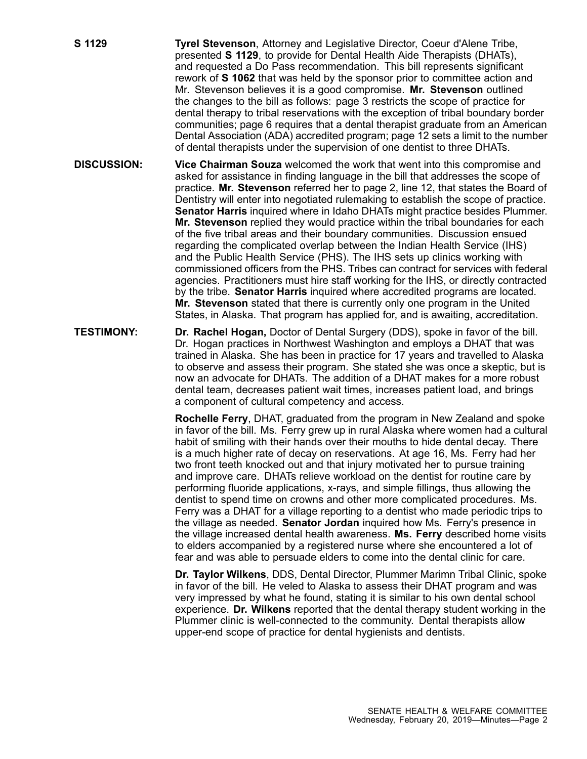**S 1129** **Tyrel Stevenson**, Attorney and Legislative Director, Coeur d'Alene Tribe, presented **S 1129**, to provide for Dental Health Aide Therapists (DHATs), and requested a Do Pass recommendation. This bill represents significant rework of **S 1062** that was held by the sponsor prior to committee action and Mr. Stevenson believes it is a good compromise. **Mr. Stevenson** outlined the changes to the bill as follows: page 3 restricts the scope of practice for dental therapy to tribal reservations with the exception of tribal boundary border communities; page 6 requires that a dental therapist graduate from an American Dental Association (ADA) accredited program; page 12 sets a limit to the number of dental therapists under the supervision of one dentist to three DHATs.

**DISCUSSION:** **Vice Chairman Souza** welcomed the work that went into this compromise and asked for assistance in finding language in the bill that addresses the scope of practice. **Mr. Stevenson** referred her to page 2, line 12, that states the Board of Dentistry will enter into negotiated rulemaking to establish the scope of practice. **Senator Harris** inquired where in Idaho DHATs might practice besides Plummer. **Mr. Stevenson** replied they would practice within the tribal boundaries for each of the five tribal areas and their boundary communities. Discussion ensued regarding the complicated overlap between the Indian Health Service (IHS) and the Public Health Service (PHS). The IHS sets up clinics working with commissioned officers from the PHS. Tribes can contract for services with federal agencies. Practitioners must hire staff working for the IHS, or directly contracted by the tribe. **Senator Harris** inquired where accredited programs are located. **Mr. Stevenson** stated that there is currently only one program in the United States, in Alaska. That program has applied for, and is awaiting, accreditation.

**TESTIMONY:** **Dr. Rachel Hogan,** Doctor of Dental Surgery (DDS), spoke in favor of the bill. Dr. Hogan practices in Northwest Washington and employs a DHAT that was trained in Alaska. She has been in practice for 17 years and travelled to Alaska to observe and assess their program. She stated she was once a skeptic, but is now an advocate for DHATs. The addition of a DHAT makes for a more robust dental team, decreases patient wait times, increases patient load, and brings a component of cultural competency and access.

**Rochelle Ferry**, DHAT, graduated from the program in New Zealand and spoke in favor of the bill. Ms. Ferry grew up in rural Alaska where women had a cultural habit of smiling with their hands over their mouths to hide dental decay. There is a much higher rate of decay on reservations. At age 16, Ms. Ferry had her two front teeth knocked out and that injury motivated her to pursue training and improve care. DHATs relieve workload on the dentist for routine care by performing fluoride applications, x-rays, and simple fillings, thus allowing the dentist to spend time on crowns and other more complicated procedures. Ms. Ferry was a DHAT for a village reporting to a dentist who made periodic trips to the village as needed. **Senator Jordan** inquired how Ms. Ferry's presence in the village increased dental health awareness. **Ms. Ferry** described home visits to elders accompanied by a registered nurse where she encountered a lot of fear and was able to persuade elders to come into the dental clinic for care.

**Dr. Taylor Wilkens**, DDS, Dental Director, Plummer Marimn Tribal Clinic, spoke in favor of the bill. He veled to Alaska to assess their DHAT program and was very impressed by what he found, stating it is similar to his own dental school experience. **Dr. Wilkens** reported that the dental therapy student working in the Plummer clinic is well-connected to the community. Dental therapists allow upper-end scope of practice for dental hygienists and dentists.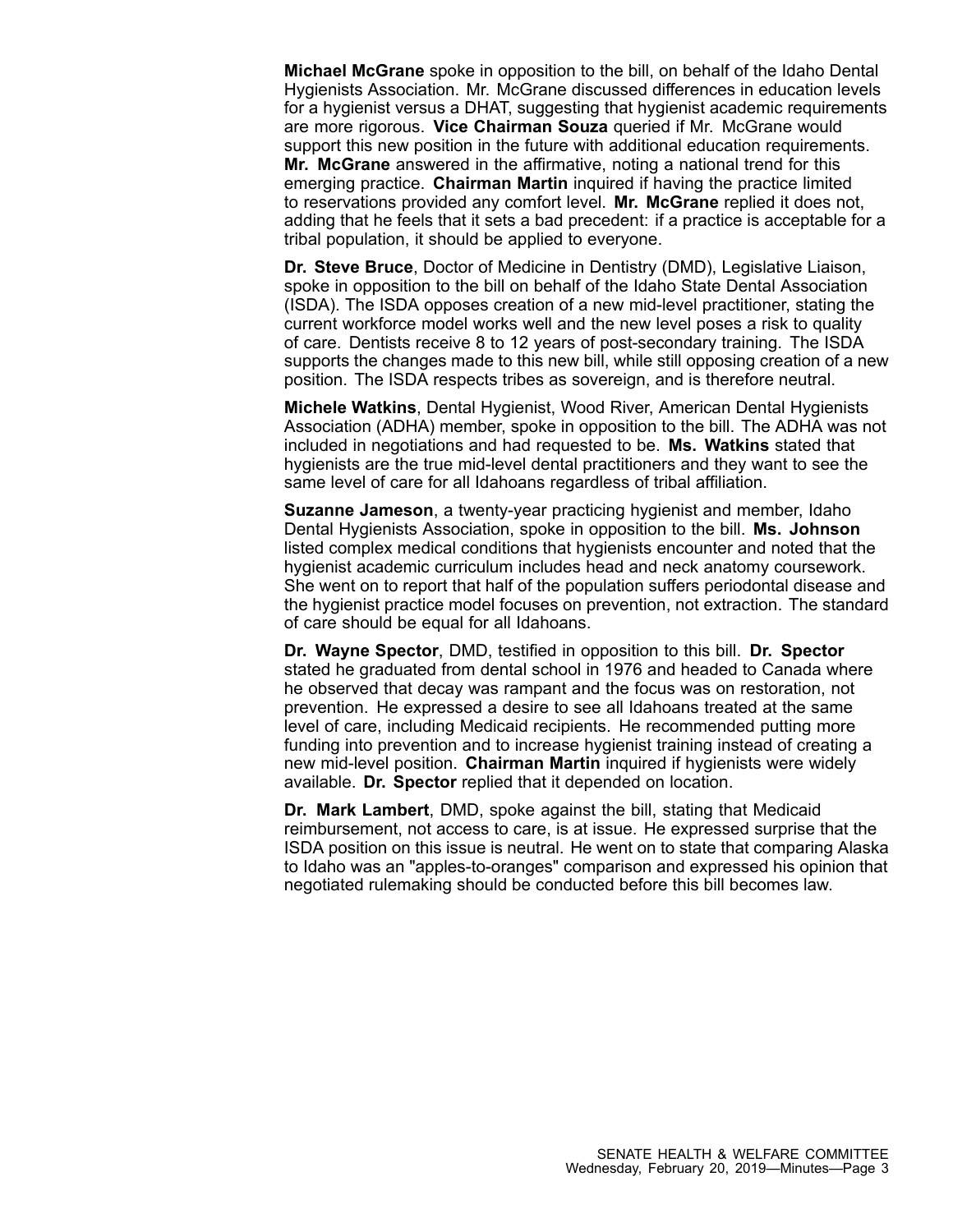**Michael McGrane** spoke in opposition to the bill, on behalf of the Idaho Dental Hygienists Association. Mr. McGrane discussed differences in education levels for a hygienist versus a DHAT, suggesting that hygienist academic requirements are more rigorous. **Vice Chairman Souza** queried if Mr. McGrane would support this new position in the future with additional education requirements. **Mr. McGrane** answered in the affirmative, noting a national trend for this emerging practice. **Chairman Martin** inquired if having the practice limited to reservations provided any comfort level. **Mr. McGrane** replied it does not, adding that he feels that it sets a bad precedent: if a practice is acceptable for a tribal population, it should be applied to everyone.

**Dr. Steve Bruce**, Doctor of Medicine in Dentistry (DMD), Legislative Liaison, spoke in opposition to the bill on behalf of the Idaho State Dental Association (ISDA). The ISDA opposes creation of a new mid-level practitioner, stating the current workforce model works well and the new level poses a risk to quality of care. Dentists receive 8 to 12 years of post-secondary training. The ISDA supports the changes made to this new bill, while still opposing creation of a new position. The ISDA respects tribes as sovereign, and is therefore neutral.

**Michele Watkins**, Dental Hygienist, Wood River, American Dental Hygienists Association (ADHA) member, spoke in opposition to the bill. The ADHA was not included in negotiations and had requested to be. **Ms. Watkins** stated that hygienists are the true mid-level dental practitioners and they want to see the same level of care for all Idahoans regardless of tribal affiliation.

**Suzanne Jameson**, a twenty-year practicing hygienist and member, Idaho Dental Hygienists Association, spoke in opposition to the bill. **Ms. Johnson** listed complex medical conditions that hygienists encounter and noted that the hygienist academic curriculum includes head and neck anatomy coursework. She went on to report that half of the population suffers periodontal disease and the hygienist practice model focuses on prevention, not extraction. The standard of care should be equal for all Idahoans.

**Dr. Wayne Spector**, DMD, testified in opposition to this bill. **Dr. Spector** stated he graduated from dental school in 1976 and headed to Canada where he observed that decay was rampant and the focus was on restoration, not prevention. He expressed a desire to see all Idahoans treated at the same level of care, including Medicaid recipients. He recommended putting more funding into prevention and to increase hygienist training instead of creating a new mid-level position. **Chairman Martin** inquired if hygienists were widely available. **Dr. Spector** replied that it depended on location.

**Dr. Mark Lambert**, DMD, spoke against the bill, stating that Medicaid reimbursement, not access to care, is at issue. He expressed surprise that the ISDA position on this issue is neutral. He went on to state that comparing Alaska to Idaho was an "apples-to-oranges" comparison and expressed his opinion that negotiated rulemaking should be conducted before this bill becomes law.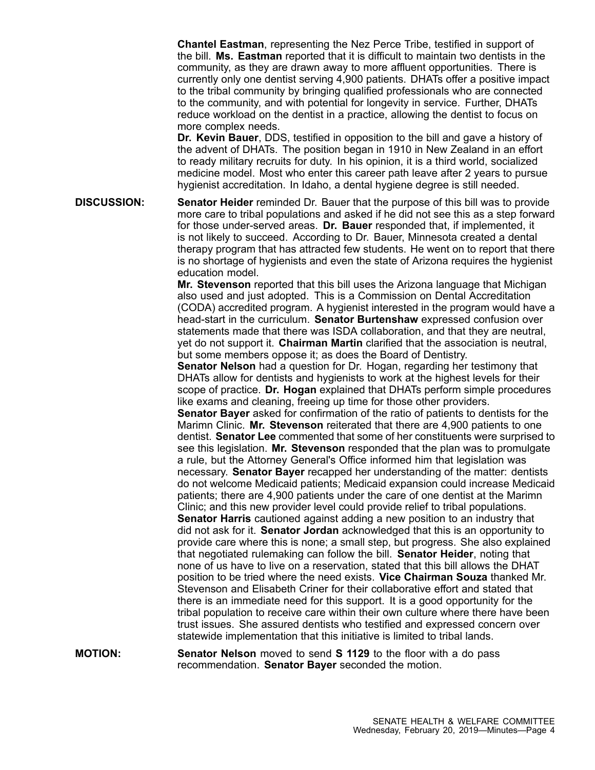**Chantel Eastman**, representing the Nez Perce Tribe, testified in support of the bill. **Ms. Eastman** reported that it is difficult to maintain two dentists in the community, as they are drawn away to more affluent opportunities. There is currently only one dentist serving 4,900 patients. DHATs offer a positive impact to the tribal community by bringing qualified professionals who are connected to the community, and with potential for longevity in service. Further, DHATs reduce workload on the dentist in a practice, allowing the dentist to focus on more complex needs.

**Dr. Kevin Bauer**, DDS, testified in opposition to the bill and gave a history of the advent of DHATs. The position began in 1910 in New Zealand in an effort to ready military recruits for duty. In his opinion, it is a third world, socialized medicine model. Most who enter this career path leave after 2 years to pursue hygienist accreditation. In Idaho, a dental hygiene degree is still needed.

**DISCUSSION:** **Senator Heider** reminded Dr. Bauer that the purpose of this bill was to provide more care to tribal populations and asked if he did not see this as a step forward for those under-served areas. **Dr. Bauer** responded that, if implemented, it is not likely to succeed. According to Dr. Bauer, Minnesota created a dental therapy program that has attracted few students. He went on to report that there is no shortage of hygienists and even the state of Arizona requires the hygienist education model.

**Mr. Stevenson** reported that this bill uses the Arizona language that Michigan also used and just adopted. This is a Commission on Dental Accreditation (CODA) accredited program. A hygienist interested in the program would have a head-start in the curriculum. **Senator Burtenshaw** expressed confusion over statements made that there was ISDA collaboration, and that they are neutral, yet do not support it. **Chairman Martin** clarified that the association is neutral, but some members oppose it; as does the Board of Dentistry.

**Senator Nelson** had a question for Dr. Hogan, regarding her testimony that DHATs allow for dentists and hygienists to work at the highest levels for their scope of practice. **Dr. Hogan** explained that DHATs perform simple procedures like exams and cleaning, freeing up time for those other providers.

**Senator Bayer** asked for confirmation of the ratio of patients to dentists for the Marimn Clinic. **Mr. Stevenson** reiterated that there are 4,900 patients to one dentist. **Senator Lee** commented that some of her constituents were surprised to see this legislation. **Mr. Stevenson** responded that the plan was to promulgate a rule, but the Attorney General's Office informed him that legislation was necessary. **Senator Bayer** recapped her understanding of the matter: dentists do not welcome Medicaid patients; Medicaid expansion could increase Medicaid patients; there are 4,900 patients under the care of one dentist at the Marimn Clinic; and this new provider level could provide relief to tribal populations. **Senator Harris** cautioned against adding a new position to an industry that did not ask for it. **Senator Jordan** acknowledged that this is an opportunity to provide care where this is none; a small step, but progress. She also explained that negotiated rulemaking can follow the bill. **Senator Heider**, noting that none of us have to live on a reservation, stated that this bill allows the DHAT position to be tried where the need exists. **Vice Chairman Souza** thanked Mr. Stevenson and Elisabeth Criner for their collaborative effort and stated that there is an immediate need for this support. It is a good opportunity for the tribal population to receive care within their own culture where there have been trust issues. She assured dentists who testified and expressed concern over statewide implementation that this initiative is limited to tribal lands.

**MOTION:** **Senator Nelson** moved to send **S 1129** to the floor with a do pass recommendation. **Senator Bayer** seconded the motion.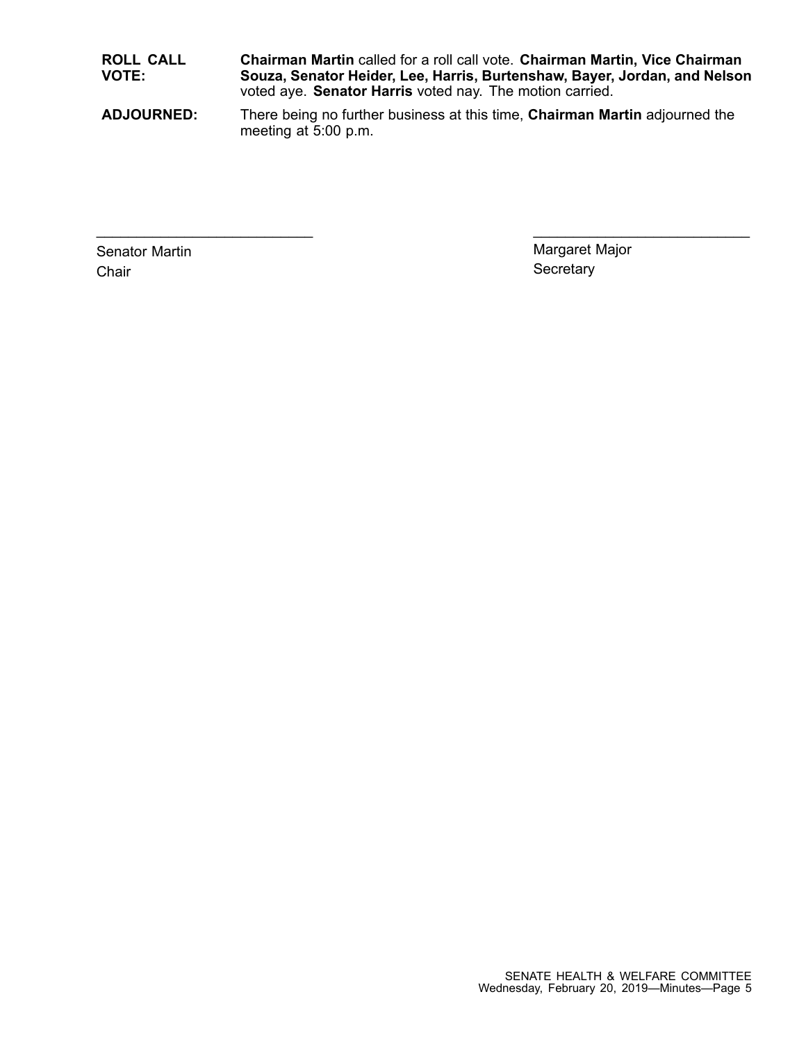**ROLL CALL VOTE:** **Chairman Martin** called for a roll call vote. **Chairman Martin, Vice Chairman Souza, Senator Heider, Lee, Harris, Burtenshaw, Bayer, Jordan, and Nelson** voted aye. **Senator Harris** voted nay. The motion carried.

**ADJOURNED:** There being no further business at this time, **Chairman Martin** adjourned the meeting at 5:00 p.m.

___________________________
Senator Martin
Chair

___________________________
Margaret Major
Secretary